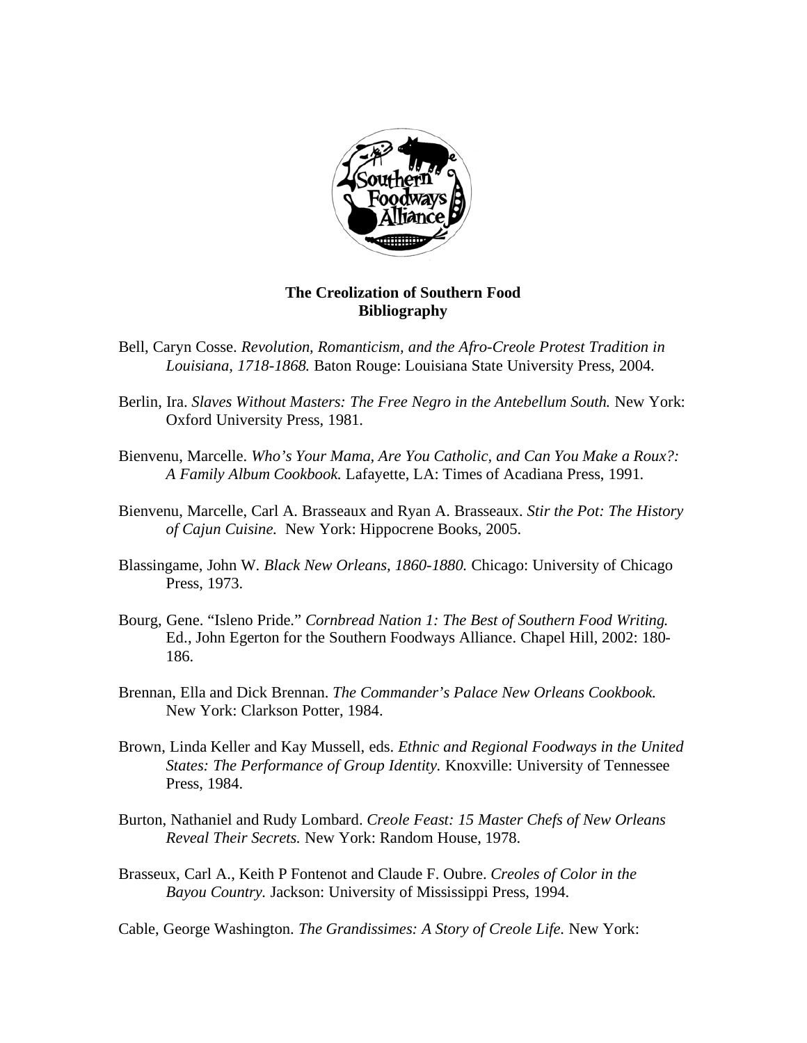**The Creolization of Southern Food**
**Bibliography**

Bell, Caryn Cosse. *Revolution, Romanticism, and the Afro-Creole Protest Tradition in Louisiana, 1718-1868.* Baton Rouge: Louisiana State University Press, 2004.

Berlin, Ira. *Slaves Without Masters: The Free Negro in the Antebellum South.* New York: Oxford University Press, 1981.

Bienvenu, Marcelle. *Who's Your Mama, Are You Catholic, and Can You Make a Roux?: A Family Album Cookbook.* Lafayette, LA: Times of Acadiana Press, 1991.

Bienvenu, Marcelle, Carl A. Brasseaux and Ryan A. Brasseaux. *Stir the Pot: The History of Cajun Cuisine.* New York: Hippocrene Books, 2005.

Blassingame, John W. *Black New Orleans, 1860-1880.* Chicago: University of Chicago Press, 1973.

Bourg, Gene. "Isleno Pride." *Cornbread Nation 1: The Best of Southern Food Writing.* Ed., John Egerton for the Southern Foodways Alliance. Chapel Hill, 2002: 180-186.

Brennan, Ella and Dick Brennan. *The Commander's Palace New Orleans Cookbook.* New York: Clarkson Potter, 1984.

Brown, Linda Keller and Kay Mussell, eds. *Ethnic and Regional Foodways in the United States: The Performance of Group Identity.* Knoxville: University of Tennessee Press, 1984.

Burton, Nathaniel and Rudy Lombard. *Creole Feast: 15 Master Chefs of New Orleans Reveal Their Secrets.* New York: Random House, 1978.

Brasseux, Carl A., Keith P Fontenot and Claude F. Oubre. *Creoles of Color in the Bayou Country.* Jackson: University of Mississippi Press, 1994.

Cable, George Washington. *The Grandissimes: A Story of Creole Life.* New York: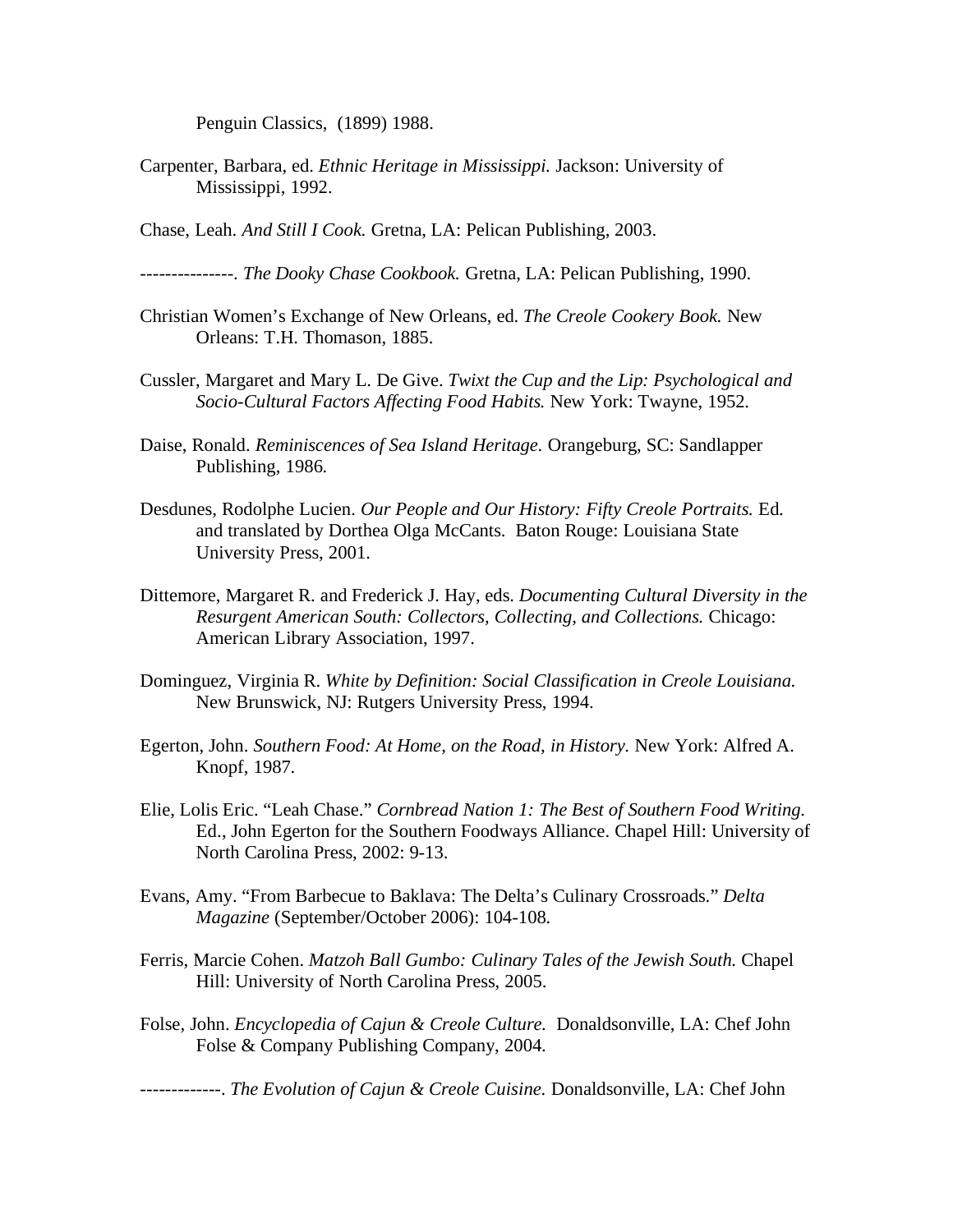Penguin Classics, (1899) 1988.

Carpenter, Barbara, ed. *Ethnic Heritage in Mississippi.* Jackson: University of Mississippi, 1992.

Chase, Leah. *And Still I Cook.* Gretna, LA: Pelican Publishing, 2003.

---------------. *The Dooky Chase Cookbook.* Gretna, LA: Pelican Publishing, 1990.

Christian Women's Exchange of New Orleans, ed. *The Creole Cookery Book.* New Orleans: T.H. Thomason, 1885.

Cussler, Margaret and Mary L. De Give. *Twixt the Cup and the Lip: Psychological and Socio-Cultural Factors Affecting Food Habits.* New York: Twayne, 1952.

Daise, Ronald. *Reminiscences of Sea Island Heritage.* Orangeburg, SC: Sandlapper Publishing, 1986.

Desdunes, Rodolphe Lucien. *Our People and Our History: Fifty Creole Portraits.* Ed. and translated by Dorthea Olga McCants. Baton Rouge: Louisiana State University Press, 2001.

Dittemore, Margaret R. and Frederick J. Hay, eds. *Documenting Cultural Diversity in the Resurgent American South: Collectors, Collecting, and Collections.* Chicago: American Library Association, 1997.

Dominguez, Virginia R. *White by Definition: Social Classification in Creole Louisiana.* New Brunswick, NJ: Rutgers University Press, 1994.

Egerton, John. *Southern Food: At Home, on the Road, in History.* New York: Alfred A. Knopf, 1987.

Elie, Lolis Eric. "Leah Chase." *Cornbread Nation 1: The Best of Southern Food Writing.* Ed., John Egerton for the Southern Foodways Alliance. Chapel Hill: University of North Carolina Press, 2002: 9-13.

Evans, Amy. "From Barbecue to Baklava: The Delta's Culinary Crossroads." *Delta Magazine* (September/October 2006): 104-108.

Ferris, Marcie Cohen. *Matzoh Ball Gumbo: Culinary Tales of the Jewish South.* Chapel Hill: University of North Carolina Press, 2005.

Folse, John. *Encyclopedia of Cajun & Creole Culture.* Donaldsonville, LA: Chef John Folse & Company Publishing Company, 2004.

-------------. *The Evolution of Cajun & Creole Cuisine.* Donaldsonville, LA: Chef John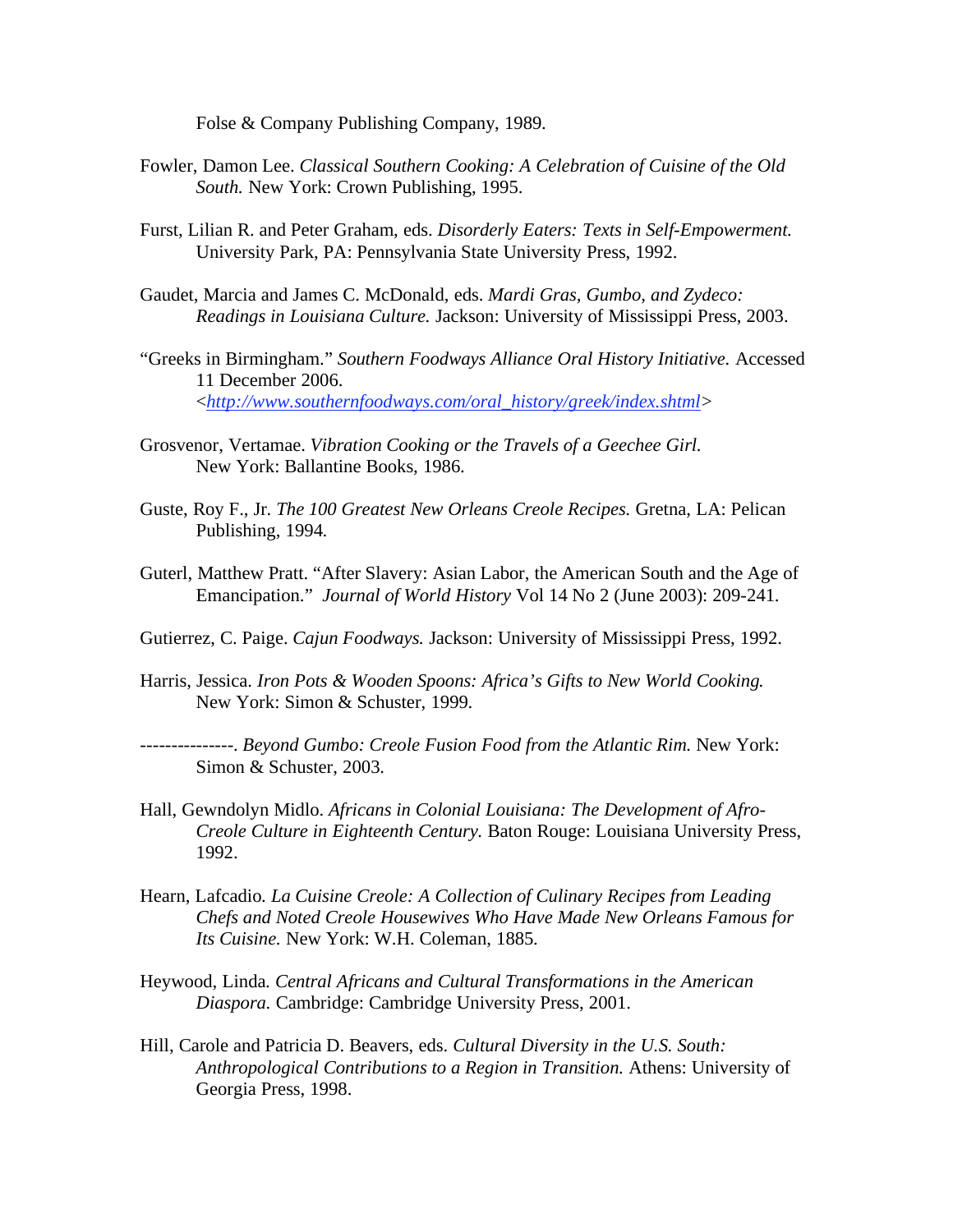Folse & Company Publishing Company, 1989.

Fowler, Damon Lee. *Classical Southern Cooking: A Celebration of Cuisine of the Old South.* New York: Crown Publishing, 1995.

Furst, Lilian R. and Peter Graham, eds. *Disorderly Eaters: Texts in Self-Empowerment.* University Park, PA: Pennsylvania State University Press, 1992.

Gaudet, Marcia and James C. McDonald, eds. *Mardi Gras, Gumbo, and Zydeco: Readings in Louisiana Culture.* Jackson: University of Mississippi Press, 2003.

"Greeks in Birmingham." *Southern Foodways Alliance Oral History Initiative.* Accessed 11 December 2006. <http://www.southernfoodways.com/oral_history/greek/index.shtml>

Grosvenor, Vertamae. *Vibration Cooking or the Travels of a Geechee Girl.* New York: Ballantine Books, 1986.

Guste, Roy F., Jr. *The 100 Greatest New Orleans Creole Recipes.* Gretna, LA: Pelican Publishing, 1994.

Guterl, Matthew Pratt. "After Slavery: Asian Labor, the American South and the Age of Emancipation." *Journal of World History* Vol 14 No 2 (June 2003): 209-241.

Gutierrez, C. Paige. *Cajun Foodways.* Jackson: University of Mississippi Press, 1992.

Harris, Jessica. *Iron Pots & Wooden Spoons: Africa's Gifts to New World Cooking.* New York: Simon & Schuster, 1999.

---------------. *Beyond Gumbo: Creole Fusion Food from the Atlantic Rim.* New York: Simon & Schuster, 2003.

Hall, Gewndolyn Midlo. *Africans in Colonial Louisiana: The Development of Afro-Creole Culture in Eighteenth Century.* Baton Rouge: Louisiana University Press, 1992.

Hearn, Lafcadio. *La Cuisine Creole: A Collection of Culinary Recipes from Leading Chefs and Noted Creole Housewives Who Have Made New Orleans Famous for Its Cuisine.* New York: W.H. Coleman, 1885.

Heywood, Linda. *Central Africans and Cultural Transformations in the American Diaspora.* Cambridge: Cambridge University Press, 2001.

Hill, Carole and Patricia D. Beavers, eds. *Cultural Diversity in the U.S. South: Anthropological Contributions to a Region in Transition.* Athens: University of Georgia Press, 1998.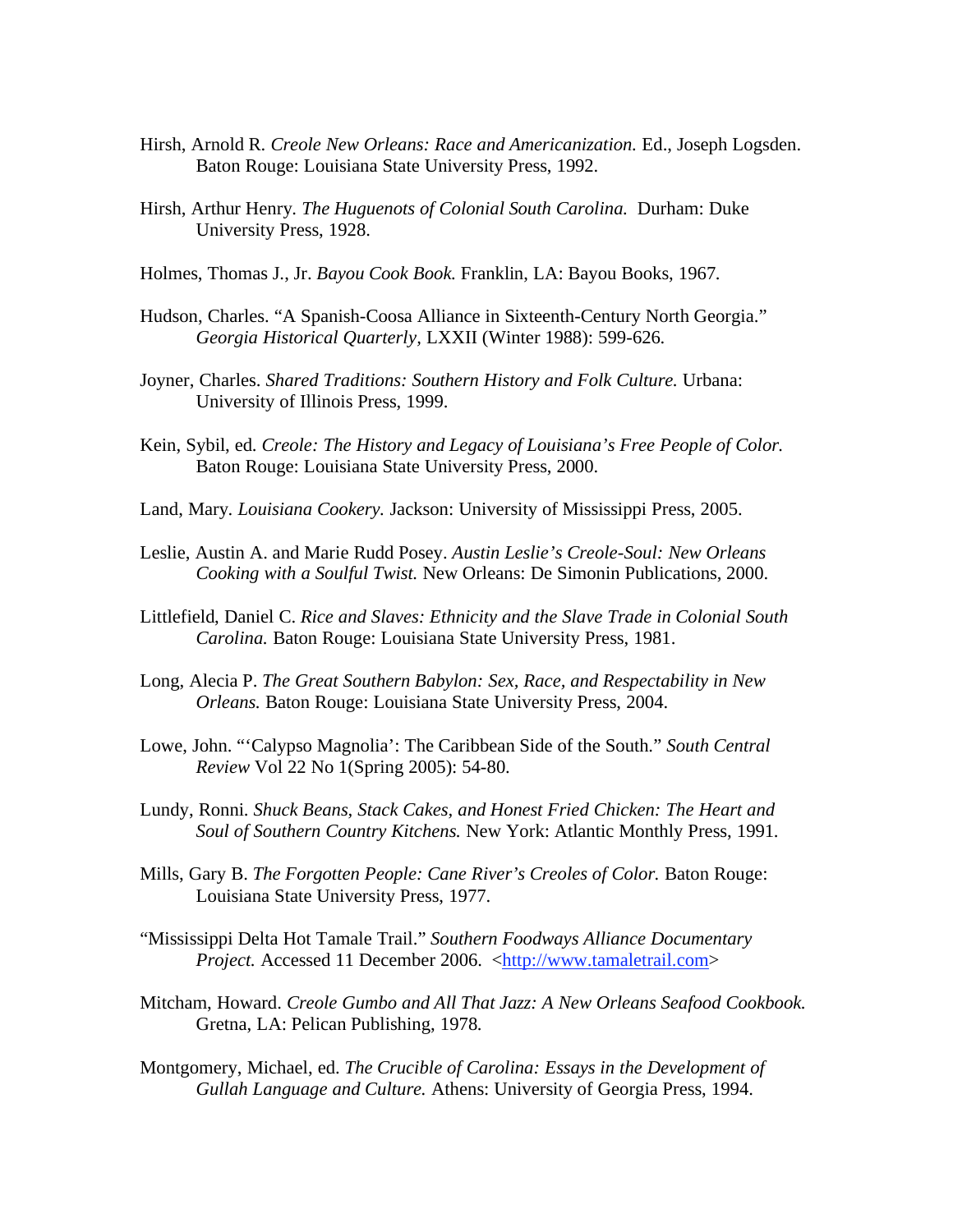Hirsh, Arnold R. *Creole New Orleans: Race and Americanization.* Ed., Joseph Logsden. Baton Rouge: Louisiana State University Press, 1992.

Hirsh, Arthur Henry. *The Huguenots of Colonial South Carolina.* Durham: Duke University Press, 1928.

Holmes, Thomas J., Jr. *Bayou Cook Book.* Franklin, LA: Bayou Books, 1967.

Hudson, Charles. "A Spanish-Coosa Alliance in Sixteenth-Century North Georgia." *Georgia Historical Quarterly*, LXXII (Winter 1988): 599-626.

Joyner, Charles. *Shared Traditions: Southern History and Folk Culture.* Urbana: University of Illinois Press, 1999.

Kein, Sybil, ed. *Creole: The History and Legacy of Louisiana's Free People of Color.* Baton Rouge: Louisiana State University Press, 2000.

Land, Mary. *Louisiana Cookery.* Jackson: University of Mississippi Press, 2005.

Leslie, Austin A. and Marie Rudd Posey. *Austin Leslie's Creole-Soul: New Orleans Cooking with a Soulful Twist.* New Orleans: De Simonin Publications, 2000.

Littlefield, Daniel C. *Rice and Slaves: Ethnicity and the Slave Trade in Colonial South Carolina.* Baton Rouge: Louisiana State University Press, 1981.

Long, Alecia P. *The Great Southern Babylon: Sex, Race, and Respectability in New Orleans.* Baton Rouge: Louisiana State University Press, 2004.

Lowe, John. "'Calypso Magnolia': The Caribbean Side of the South." *South Central Review* Vol 22 No 1(Spring 2005): 54-80.

Lundy, Ronni. *Shuck Beans, Stack Cakes, and Honest Fried Chicken: The Heart and Soul of Southern Country Kitchens.* New York: Atlantic Monthly Press, 1991.

Mills, Gary B. *The Forgotten People: Cane River's Creoles of Color.* Baton Rouge: Louisiana State University Press, 1977.

"Mississippi Delta Hot Tamale Trail." *Southern Foodways Alliance Documentary Project.* Accessed 11 December 2006. <http://www.tamaletrail.com>

Mitcham, Howard. *Creole Gumbo and All That Jazz: A New Orleans Seafood Cookbook.* Gretna, LA: Pelican Publishing, 1978.

Montgomery, Michael, ed. *The Crucible of Carolina: Essays in the Development of Gullah Language and Culture.* Athens: University of Georgia Press, 1994.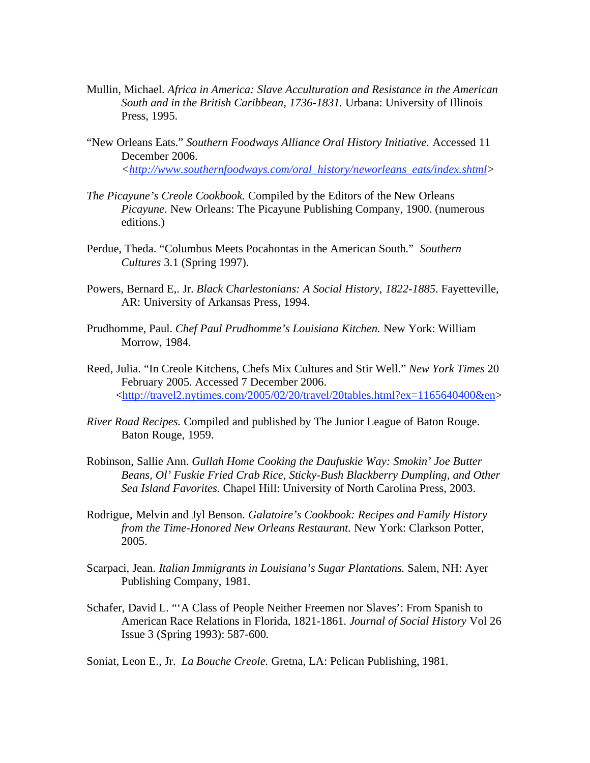Mullin, Michael. *Africa in America: Slave Acculturation and Resistance in the American South and in the British Caribbean, 1736-1831.* Urbana: University of Illinois Press, 1995.

"New Orleans Eats." *Southern Foodways Alliance Oral History Initiative.* Accessed 11 December 2006. <[http://www.southernfoodways.com/oral_history/neworleans_eats/index.shtml](http://www.southernfoodways.com/oral_history/neworleans_eats/index.shtml)>

*The Picayune's Creole Cookbook.* Compiled by the Editors of the New Orleans *Picayune*. New Orleans: The Picayune Publishing Company, 1900. (numerous editions.)

Perdue, Theda. "Columbus Meets Pocahontas in the American South." *Southern Cultures* 3.1 (Spring 1997).

Powers, Bernard E,. Jr. *Black Charlestonians: A Social History, 1822-1885.* Fayetteville, AR: University of Arkansas Press, 1994.

Prudhomme, Paul. *Chef Paul Prudhomme's Louisiana Kitchen.* New York: William Morrow, 1984.

Reed, Julia. "In Creole Kitchens, Chefs Mix Cultures and Stir Well." *New York Times* 20 February 2005. Accessed 7 December 2006. <[http://travel2.nytimes.com/2005/02/20/travel/20tables.html?ex=1165640400&en](http://travel2.nytimes.com/2005/02/20/travel/20tables.html?ex=1165640400&en)>

*River Road Recipes.* Compiled and published by The Junior League of Baton Rouge. Baton Rouge, 1959.

Robinson, Sallie Ann. *Gullah Home Cooking the Daufuskie Way: Smokin' Joe Butter Beans, Ol' Fuskie Fried Crab Rice, Sticky-Bush Blackberry Dumpling, and Other Sea Island Favorites.* Chapel Hill: University of North Carolina Press, 2003.

Rodrigue, Melvin and Jyl Benson. *Galatoire's Cookbook: Recipes and Family History from the Time-Honored New Orleans Restaurant.* New York: Clarkson Potter, 2005.

Scarpaci, Jean. *Italian Immigrants in Louisiana's Sugar Plantations.* Salem, NH: Ayer Publishing Company, 1981.

Schafer, David L. "'A Class of People Neither Freemen nor Slaves': From Spanish to American Race Relations in Florida, 1821-1861. *Journal of Social History* Vol 26 Issue 3 (Spring 1993): 587-600.

Soniat, Leon E., Jr. *La Bouche Creole.* Gretna, LA: Pelican Publishing, 1981.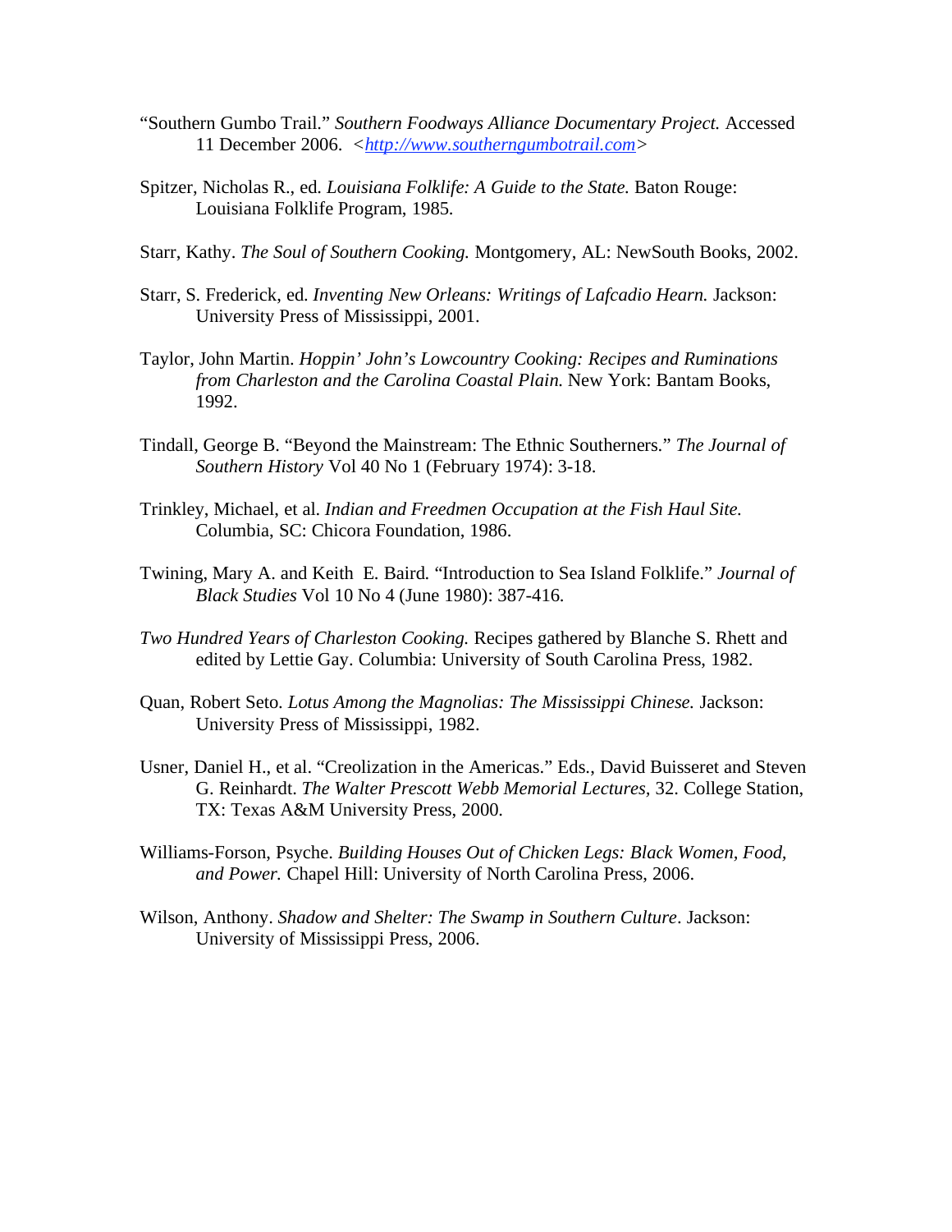"Southern Gumbo Trail." *Southern Foodways Alliance Documentary Project.* Accessed 11 December 2006. <http://www.southerngumbotrail.com>

Spitzer, Nicholas R., ed. *Louisiana Folklife: A Guide to the State.* Baton Rouge: Louisiana Folklife Program, 1985.

Starr, Kathy. *The Soul of Southern Cooking.* Montgomery, AL: NewSouth Books, 2002.

Starr, S. Frederick, ed. *Inventing New Orleans: Writings of Lafcadio Hearn.* Jackson: University Press of Mississippi, 2001.

Taylor, John Martin. *Hoppin' John's Lowcountry Cooking: Recipes and Ruminations from Charleston and the Carolina Coastal Plain.* New York: Bantam Books, 1992.

Tindall, George B. "Beyond the Mainstream: The Ethnic Southerners." *The Journal of Southern History* Vol 40 No 1 (February 1974): 3-18.

Trinkley, Michael, et al. *Indian and Freedmen Occupation at the Fish Haul Site.* Columbia, SC: Chicora Foundation, 1986.

Twining, Mary A. and Keith E. Baird. "Introduction to Sea Island Folklife." *Journal of Black Studies* Vol 10 No 4 (June 1980): 387-416.

*Two Hundred Years of Charleston Cooking.* Recipes gathered by Blanche S. Rhett and edited by Lettie Gay. Columbia: University of South Carolina Press, 1982.

Quan, Robert Seto. *Lotus Among the Magnolias: The Mississippi Chinese.* Jackson: University Press of Mississippi, 1982.

Usner, Daniel H., et al. "Creolization in the Americas." Eds., David Buisseret and Steven G. Reinhardt. *The Walter Prescott Webb Memorial Lectures*, 32. College Station, TX: Texas A&M University Press, 2000.

Williams-Forson, Psyche. *Building Houses Out of Chicken Legs: Black Women, Food, and Power.* Chapel Hill: University of North Carolina Press, 2006.

Wilson, Anthony. *Shadow and Shelter: The Swamp in Southern Culture*. Jackson: University of Mississippi Press, 2006.